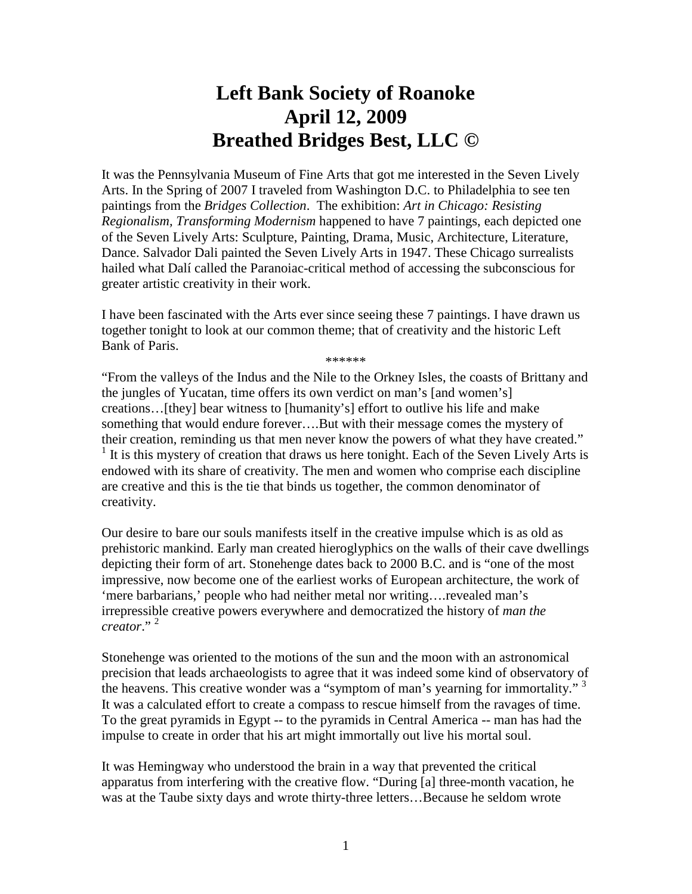# Left Bank Society of Roanoke
# April 12, 2009
# Breathed Bridges Best, LLC ©

It was the Pennsylvania Museum of Fine Arts that got me interested in the Seven Lively Arts. In the Spring of 2007 I traveled from Washington D.C. to Philadelphia to see ten paintings from the *Bridges Collection*. The exhibition: *Art in Chicago: Resisting Regionalism, Transforming Modernism* happened to have 7 paintings, each depicted one of the Seven Lively Arts: Sculpture, Painting, Drama, Music, Architecture, Literature, Dance. Salvador Dali painted the Seven Lively Arts in 1947. These Chicago surrealists hailed what Dalí called the Paranoiac-critical method of accessing the subconscious for greater artistic creativity in their work.

I have been fascinated with the Arts ever since seeing these 7 paintings. I have drawn us together tonight to look at our common theme; that of creativity and the historic Left Bank of Paris.

******

"From the valleys of the Indus and the Nile to the Orkney Isles, the coasts of Brittany and the jungles of Yucatan, time offers its own verdict on man's [and women's] creations…[they] bear witness to [humanity's] effort to outlive his life and make something that would endure forever….But with their message comes the mystery of their creation, reminding us that men never know the powers of what they have created." [1] It is this mystery of creation that draws us here tonight. Each of the Seven Lively Arts is endowed with its share of creativity. The men and women who comprise each discipline are creative and this is the tie that binds us together, the common denominator of creativity.

Our desire to bare our souls manifests itself in the creative impulse which is as old as prehistoric mankind. Early man created hieroglyphics on the walls of their cave dwellings depicting their form of art. Stonehenge dates back to 2000 B.C. and is "one of the most impressive, now become one of the earliest works of European architecture, the work of 'mere barbarians,' people who had neither metal nor writing….revealed man's irrepressible creative powers everywhere and democratized the history of *man the creator*." [2]

Stonehenge was oriented to the motions of the sun and the moon with an astronomical precision that leads archaeologists to agree that it was indeed some kind of observatory of the heavens. This creative wonder was a "symptom of man's yearning for immortality." [3] It was a calculated effort to create a compass to rescue himself from the ravages of time. To the great pyramids in Egypt -- to the pyramids in Central America -- man has had the impulse to create in order that his art might immortally out live his mortal soul.

It was Hemingway who understood the brain in a way that prevented the critical apparatus from interfering with the creative flow. "During [a] three-month vacation, he was at the Taube sixty days and wrote thirty-three letters…Because he seldom wrote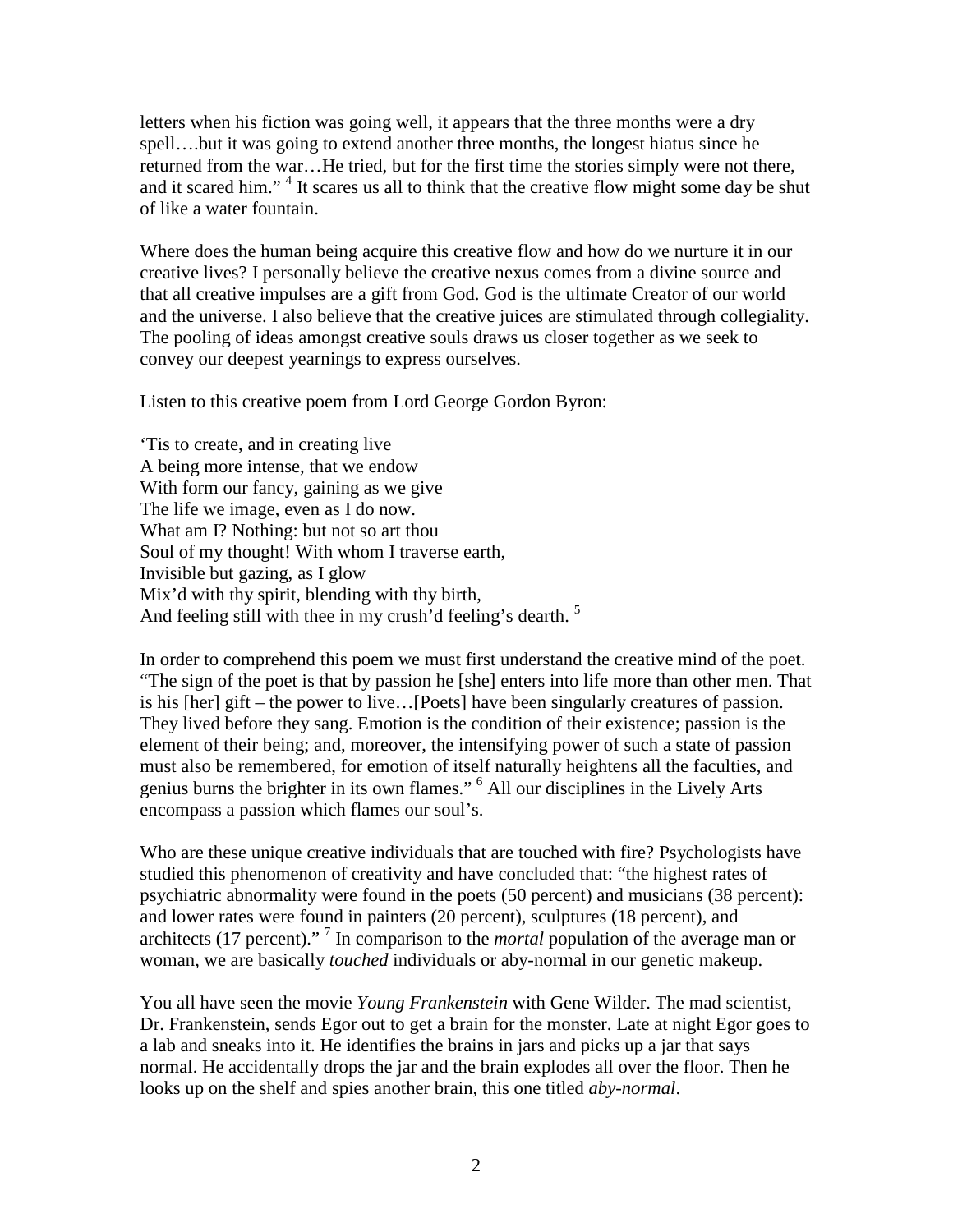letters when his fiction was going well, it appears that the three months were a dry spell….but it was going to extend another three months, the longest hiatus since he returned from the war…He tried, but for the first time the stories simply were not there, and it scared him." [4] It scares us all to think that the creative flow might some day be shut of like a water fountain.

Where does the human being acquire this creative flow and how do we nurture it in our creative lives? I personally believe the creative nexus comes from a divine source and that all creative impulses are a gift from God. God is the ultimate Creator of our world and the universe. I also believe that the creative juices are stimulated through collegiality. The pooling of ideas amongst creative souls draws us closer together as we seek to convey our deepest yearnings to express ourselves.

Listen to this creative poem from Lord George Gordon Byron:

'Tis to create, and in creating live
A being more intense, that we endow
With form our fancy, gaining as we give
The life we image, even as I do now.
What am I? Nothing: but not so art thou
Soul of my thought! With whom I traverse earth,
Invisible but gazing, as I glow
Mix'd with thy spirit, blending with thy birth,
And feeling still with thee in my crush'd feeling's dearth. [5]

In order to comprehend this poem we must first understand the creative mind of the poet. "The sign of the poet is that by passion he [she] enters into life more than other men. That is his [her] gift – the power to live…[Poets] have been singularly creatures of passion. They lived before they sang. Emotion is the condition of their existence; passion is the element of their being; and, moreover, the intensifying power of such a state of passion must also be remembered, for emotion of itself naturally heightens all the faculties, and genius burns the brighter in its own flames." [6] All our disciplines in the Lively Arts encompass a passion which flames our soul's.

Who are these unique creative individuals that are touched with fire? Psychologists have studied this phenomenon of creativity and have concluded that: "the highest rates of psychiatric abnormality were found in the poets (50 percent) and musicians (38 percent): and lower rates were found in painters (20 percent), sculptures (18 percent), and architects (17 percent)." [7] In comparison to the *mortal* population of the average man or woman, we are basically *touched* individuals or aby-normal in our genetic makeup.

You all have seen the movie *Young Frankenstein* with Gene Wilder. The mad scientist, Dr. Frankenstein, sends Egor out to get a brain for the monster. Late at night Egor goes to a lab and sneaks into it. He identifies the brains in jars and picks up a jar that says normal. He accidentally drops the jar and the brain explodes all over the floor. Then he looks up on the shelf and spies another brain, this one titled *aby-normal*.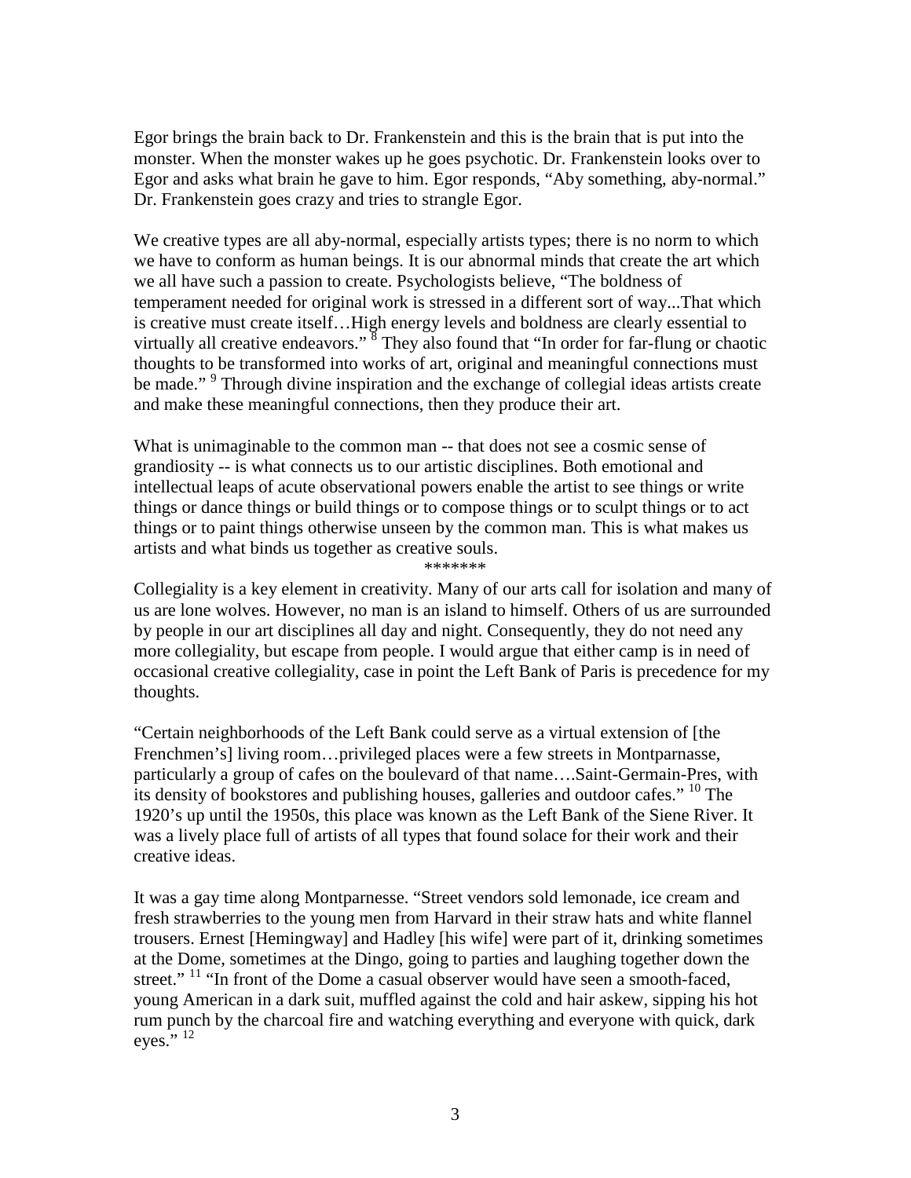Egor brings the brain back to Dr. Frankenstein and this is the brain that is put into the monster. When the monster wakes up he goes psychotic. Dr. Frankenstein looks over to Egor and asks what brain he gave to him. Egor responds, "Aby something, aby-normal." Dr. Frankenstein goes crazy and tries to strangle Egor.

We creative types are all aby-normal, especially artists types; there is no norm to which we have to conform as human beings. It is our abnormal minds that create the art which we all have such a passion to create. Psychologists believe, "The boldness of temperament needed for original work is stressed in a different sort of way...That which is creative must create itself…High energy levels and boldness are clearly essential to virtually all creative endeavors." [8] They also found that "In order for far-flung or chaotic thoughts to be transformed into works of art, original and meaningful connections must be made." [9] Through divine inspiration and the exchange of collegial ideas artists create and make these meaningful connections, then they produce their art.

What is unimaginable to the common man -- that does not see a cosmic sense of grandiosity -- is what connects us to our artistic disciplines. Both emotional and intellectual leaps of acute observational powers enable the artist to see things or write things or dance things or build things or to compose things or to sculpt things or to act things or to paint things otherwise unseen by the common man. This is what makes us artists and what binds us together as creative souls.

*******

Collegiality is a key element in creativity. Many of our arts call for isolation and many of us are lone wolves. However, no man is an island to himself. Others of us are surrounded by people in our art disciplines all day and night. Consequently, they do not need any more collegiality, but escape from people. I would argue that either camp is in need of occasional creative collegiality, case in point the Left Bank of Paris is precedence for my thoughts.

"Certain neighborhoods of the Left Bank could serve as a virtual extension of [the Frenchmen's] living room…privileged places were a few streets in Montparnasse, particularly a group of cafes on the boulevard of that name….Saint-Germain-Pres, with its density of bookstores and publishing houses, galleries and outdoor cafes." [10] The 1920's up until the 1950s, this place was known as the Left Bank of the Siene River. It was a lively place full of artists of all types that found solace for their work and their creative ideas.

It was a gay time along Montparnesse. "Street vendors sold lemonade, ice cream and fresh strawberries to the young men from Harvard in their straw hats and white flannel trousers. Ernest [Hemingway] and Hadley [his wife] were part of it, drinking sometimes at the Dome, sometimes at the Dingo, going to parties and laughing together down the street." [11] "In front of the Dome a casual observer would have seen a smooth-faced, young American in a dark suit, muffled against the cold and hair askew, sipping his hot rum punch by the charcoal fire and watching everything and everyone with quick, dark eyes." [12]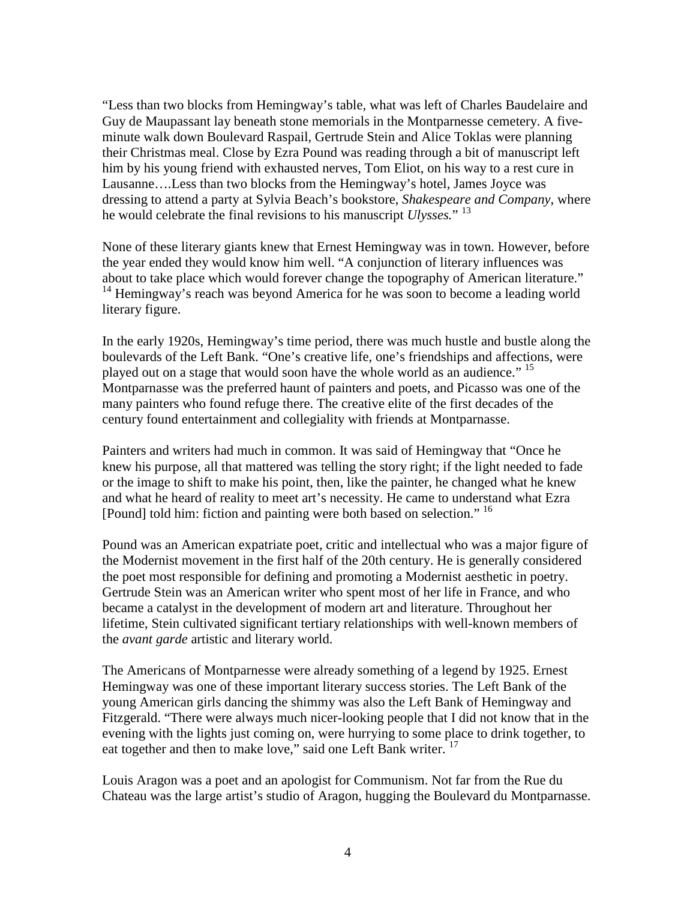"Less than two blocks from Hemingway's table, what was left of Charles Baudelaire and Guy de Maupassant lay beneath stone memorials in the Montparnesse cemetery. A five-minute walk down Boulevard Raspail, Gertrude Stein and Alice Toklas were planning their Christmas meal. Close by Ezra Pound was reading through a bit of manuscript left him by his young friend with exhausted nerves, Tom Eliot, on his way to a rest cure in Lausanne….Less than two blocks from the Hemingway's hotel, James Joyce was dressing to attend a party at Sylvia Beach's bookstore, *Shakespeare and Company*, where he would celebrate the final revisions to his manuscript *Ulysses.*" [13]

None of these literary giants knew that Ernest Hemingway was in town. However, before the year ended they would know him well. "A conjunction of literary influences was about to take place which would forever change the topography of American literature." [14] Hemingway's reach was beyond America for he was soon to become a leading world literary figure.

In the early 1920s, Hemingway's time period, there was much hustle and bustle along the boulevards of the Left Bank. "One's creative life, one's friendships and affections, were played out on a stage that would soon have the whole world as an audience." [15] Montparnasse was the preferred haunt of painters and poets, and Picasso was one of the many painters who found refuge there. The creative elite of the first decades of the century found entertainment and collegiality with friends at Montparnasse.

Painters and writers had much in common. It was said of Hemingway that "Once he knew his purpose, all that mattered was telling the story right; if the light needed to fade or the image to shift to make his point, then, like the painter, he changed what he knew and what he heard of reality to meet art's necessity. He came to understand what Ezra [Pound] told him: fiction and painting were both based on selection." [16]

Pound was an American expatriate poet, critic and intellectual who was a major figure of the Modernist movement in the first half of the 20th century. He is generally considered the poet most responsible for defining and promoting a Modernist aesthetic in poetry. Gertrude Stein was an American writer who spent most of her life in France, and who became a catalyst in the development of modern art and literature. Throughout her lifetime, Stein cultivated significant tertiary relationships with well-known members of the *avant garde* artistic and literary world.

The Americans of Montparnesse were already something of a legend by 1925. Ernest Hemingway was one of these important literary success stories. The Left Bank of the young American girls dancing the shimmy was also the Left Bank of Hemingway and Fitzgerald. "There were always much nicer-looking people that I did not know that in the evening with the lights just coming on, were hurrying to some place to drink together, to eat together and then to make love," said one Left Bank writer. [17]

Louis Aragon was a poet and an apologist for Communism. Not far from the Rue du Chateau was the large artist's studio of Aragon, hugging the Boulevard du Montparnasse.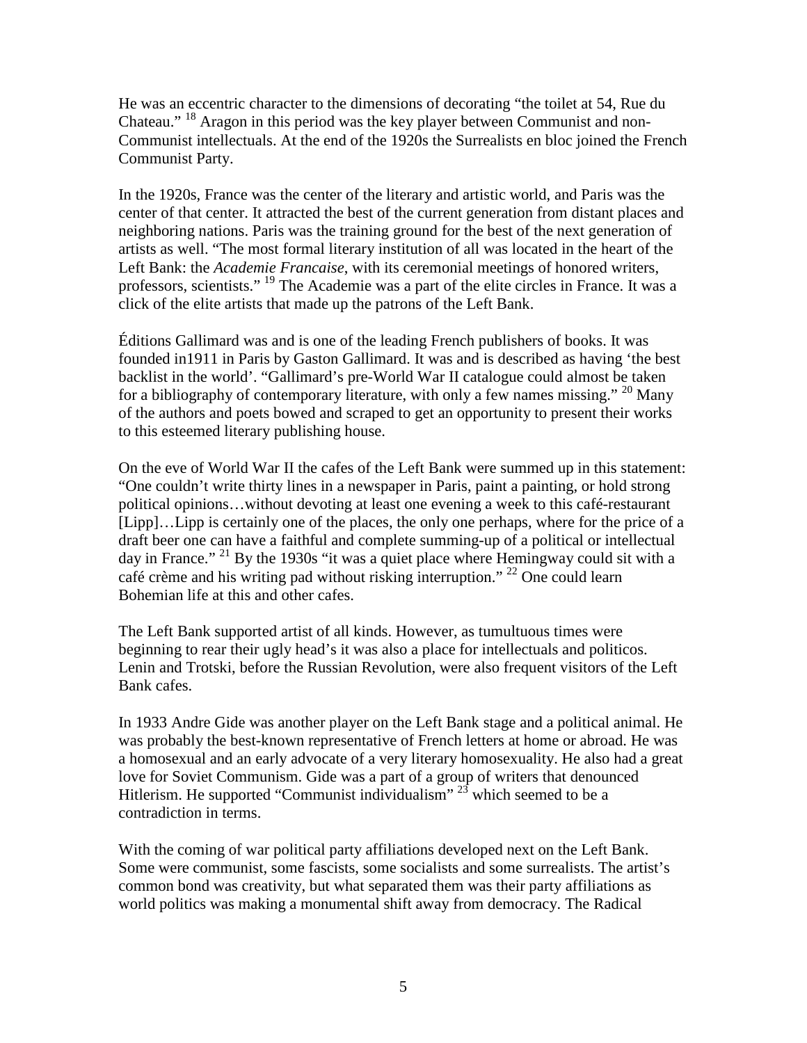He was an eccentric character to the dimensions of decorating "the toilet at 54, Rue du Chateau." [18] Aragon in this period was the key player between Communist and non-Communist intellectuals. At the end of the 1920s the Surrealists en bloc joined the French Communist Party.

In the 1920s, France was the center of the literary and artistic world, and Paris was the center of that center. It attracted the best of the current generation from distant places and neighboring nations. Paris was the training ground for the best of the next generation of artists as well. "The most formal literary institution of all was located in the heart of the Left Bank: the *Academie Francaise*, with its ceremonial meetings of honored writers, professors, scientists." [19] The Academie was a part of the elite circles in France. It was a click of the elite artists that made up the patrons of the Left Bank.

Éditions Gallimard was and is one of the leading French publishers of books. It was founded in1911 in Paris by Gaston Gallimard. It was and is described as having 'the best backlist in the world'. "Gallimard's pre-World War II catalogue could almost be taken for a bibliography of contemporary literature, with only a few names missing." [20] Many of the authors and poets bowed and scraped to get an opportunity to present their works to this esteemed literary publishing house.

On the eve of World War II the cafes of the Left Bank were summed up in this statement: "One couldn't write thirty lines in a newspaper in Paris, paint a painting, or hold strong political opinions…without devoting at least one evening a week to this café-restaurant [Lipp]…Lipp is certainly one of the places, the only one perhaps, where for the price of a draft beer one can have a faithful and complete summing-up of a political or intellectual day in France." [21] By the 1930s "it was a quiet place where Hemingway could sit with a café crème and his writing pad without risking interruption." [22] One could learn Bohemian life at this and other cafes.

The Left Bank supported artist of all kinds. However, as tumultuous times were beginning to rear their ugly head's it was also a place for intellectuals and politicos. Lenin and Trotski, before the Russian Revolution, were also frequent visitors of the Left Bank cafes.

In 1933 Andre Gide was another player on the Left Bank stage and a political animal. He was probably the best-known representative of French letters at home or abroad. He was a homosexual and an early advocate of a very literary homosexuality. He also had a great love for Soviet Communism. Gide was a part of a group of writers that denounced Hitlerism. He supported "Communist individualism" [23] which seemed to be a contradiction in terms.

With the coming of war political party affiliations developed next on the Left Bank. Some were communist, some fascists, some socialists and some surrealists. The artist's common bond was creativity, but what separated them was their party affiliations as world politics was making a monumental shift away from democracy. The Radical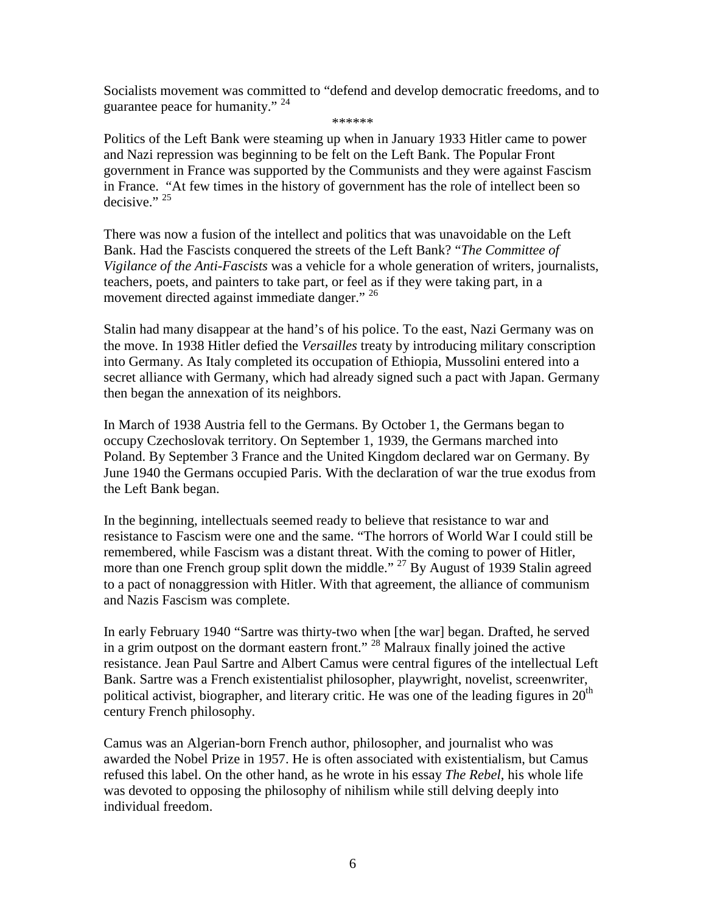Socialists movement was committed to "defend and develop democratic freedoms, and to guarantee peace for humanity." [24]

******

Politics of the Left Bank were steaming up when in January 1933 Hitler came to power and Nazi repression was beginning to be felt on the Left Bank. The Popular Front government in France was supported by the Communists and they were against Fascism in France. "At few times in the history of government has the role of intellect been so decisive." [25]

There was now a fusion of the intellect and politics that was unavoidable on the Left Bank. Had the Fascists conquered the streets of the Left Bank? "*The Committee of Vigilance of the Anti-Fascists* was a vehicle for a whole generation of writers, journalists, teachers, poets, and painters to take part, or feel as if they were taking part, in a movement directed against immediate danger." [26]

Stalin had many disappear at the hand's of his police. To the east, Nazi Germany was on the move. In 1938 Hitler defied the *Versailles* treaty by introducing military conscription into Germany. As Italy completed its occupation of Ethiopia, Mussolini entered into a secret alliance with Germany, which had already signed such a pact with Japan. Germany then began the annexation of its neighbors.

In March of 1938 Austria fell to the Germans. By October 1, the Germans began to occupy Czechoslovak territory. On September 1, 1939, the Germans marched into Poland. By September 3 France and the United Kingdom declared war on Germany. By June 1940 the Germans occupied Paris. With the declaration of war the true exodus from the Left Bank began.

In the beginning, intellectuals seemed ready to believe that resistance to war and resistance to Fascism were one and the same. "The horrors of World War I could still be remembered, while Fascism was a distant threat. With the coming to power of Hitler, more than one French group split down the middle." [27] By August of 1939 Stalin agreed to a pact of nonaggression with Hitler. With that agreement, the alliance of communism and Nazis Fascism was complete.

In early February 1940 "Sartre was thirty-two when [the war] began. Drafted, he served in a grim outpost on the dormant eastern front." [28] Malraux finally joined the active resistance. Jean Paul Sartre and Albert Camus were central figures of the intellectual Left Bank. Sartre was a French existentialist philosopher, playwright, novelist, screenwriter, political activist, biographer, and literary critic. He was one of the leading figures in 20th century French philosophy.

Camus was an Algerian-born French author, philosopher, and journalist who was awarded the Nobel Prize in 1957. He is often associated with existentialism, but Camus refused this label. On the other hand, as he wrote in his essay *The Rebel*, his whole life was devoted to opposing the philosophy of nihilism while still delving deeply into individual freedom.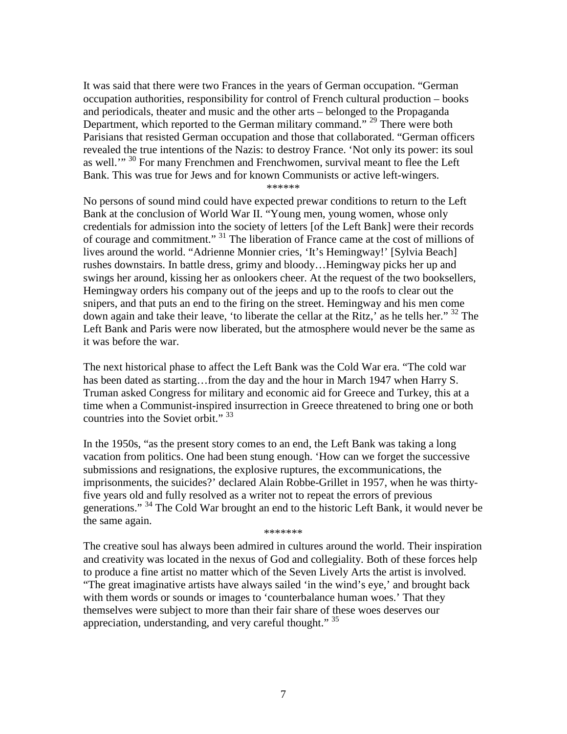It was said that there were two Frances in the years of German occupation. "German occupation authorities, responsibility for control of French cultural production – books and periodicals, theater and music and the other arts – belonged to the Propaganda Department, which reported to the German military command." [29] There were both Parisians that resisted German occupation and those that collaborated. "German officers revealed the true intentions of the Nazis: to destroy France. 'Not only its power: its soul as well.'" [30] For many Frenchmen and Frenchwomen, survival meant to flee the Left Bank. This was true for Jews and for known Communists or active left-wingers.

******

No persons of sound mind could have expected prewar conditions to return to the Left Bank at the conclusion of World War II. "Young men, young women, whose only credentials for admission into the society of letters [of the Left Bank] were their records of courage and commitment." [31] The liberation of France came at the cost of millions of lives around the world. "Adrienne Monnier cries, 'It's Hemingway!' [Sylvia Beach] rushes downstairs. In battle dress, grimy and bloody…Hemingway picks her up and swings her around, kissing her as onlookers cheer. At the request of the two booksellers, Hemingway orders his company out of the jeeps and up to the roofs to clear out the snipers, and that puts an end to the firing on the street. Hemingway and his men come down again and take their leave, 'to liberate the cellar at the Ritz,' as he tells her." [32] The Left Bank and Paris were now liberated, but the atmosphere would never be the same as it was before the war.

The next historical phase to affect the Left Bank was the Cold War era. "The cold war has been dated as starting…from the day and the hour in March 1947 when Harry S. Truman asked Congress for military and economic aid for Greece and Turkey, this at a time when a Communist-inspired insurrection in Greece threatened to bring one or both countries into the Soviet orbit." [33]

In the 1950s, "as the present story comes to an end, the Left Bank was taking a long vacation from politics. One had been stung enough. 'How can we forget the successive submissions and resignations, the explosive ruptures, the excommunications, the imprisonments, the suicides?' declared Alain Robbe-Grillet in 1957, when he was thirty-five years old and fully resolved as a writer not to repeat the errors of previous generations." [34] The Cold War brought an end to the historic Left Bank, it would never be the same again.

*******

The creative soul has always been admired in cultures around the world. Their inspiration and creativity was located in the nexus of God and collegiality. Both of these forces help to produce a fine artist no matter which of the Seven Lively Arts the artist is involved. "The great imaginative artists have always sailed 'in the wind's eye,' and brought back with them words or sounds or images to 'counterbalance human woes.' That they themselves were subject to more than their fair share of these woes deserves our appreciation, understanding, and very careful thought." [35]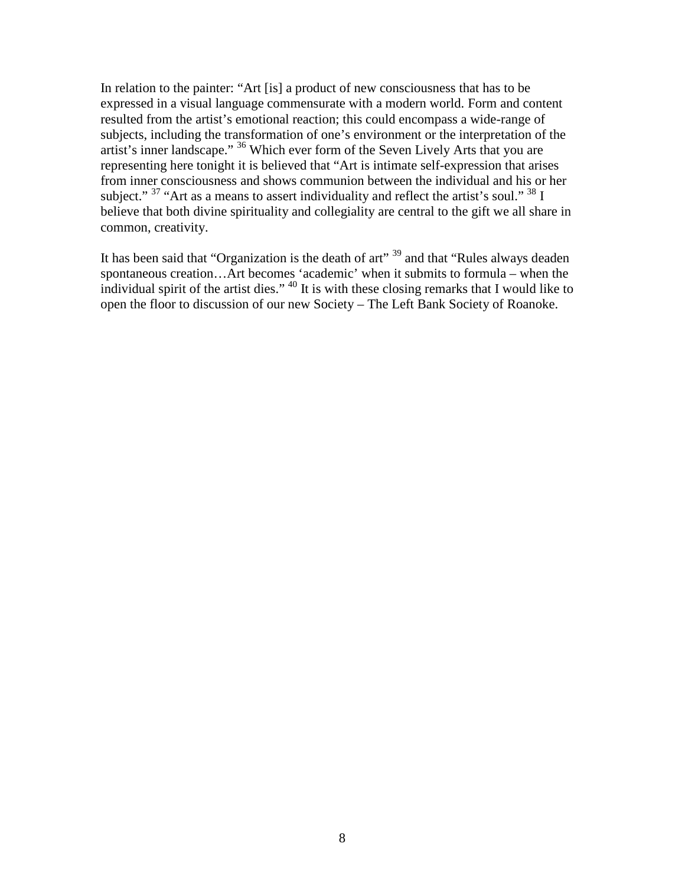In relation to the painter: “Art [is] a product of new consciousness that has to be expressed in a visual language commensurate with a modern world. Form and content resulted from the artist’s emotional reaction; this could encompass a wide-range of subjects, including the transformation of one’s environment or the interpretation of the artist’s inner landscape.” [36] Which ever form of the Seven Lively Arts that you are representing here tonight it is believed that “Art is intimate self-expression that arises from inner consciousness and shows communion between the individual and his or her subject.” [37] “Art as a means to assert individuality and reflect the artist’s soul.” [38] I believe that both divine spirituality and collegiality are central to the gift we all share in common, creativity.

It has been said that “Organization is the death of art” [39] and that “Rules always deaden spontaneous creation…Art becomes ‘academic’ when it submits to formula – when the individual spirit of the artist dies.” [40] It is with these closing remarks that I would like to open the floor to discussion of our new Society – The Left Bank Society of Roanoke.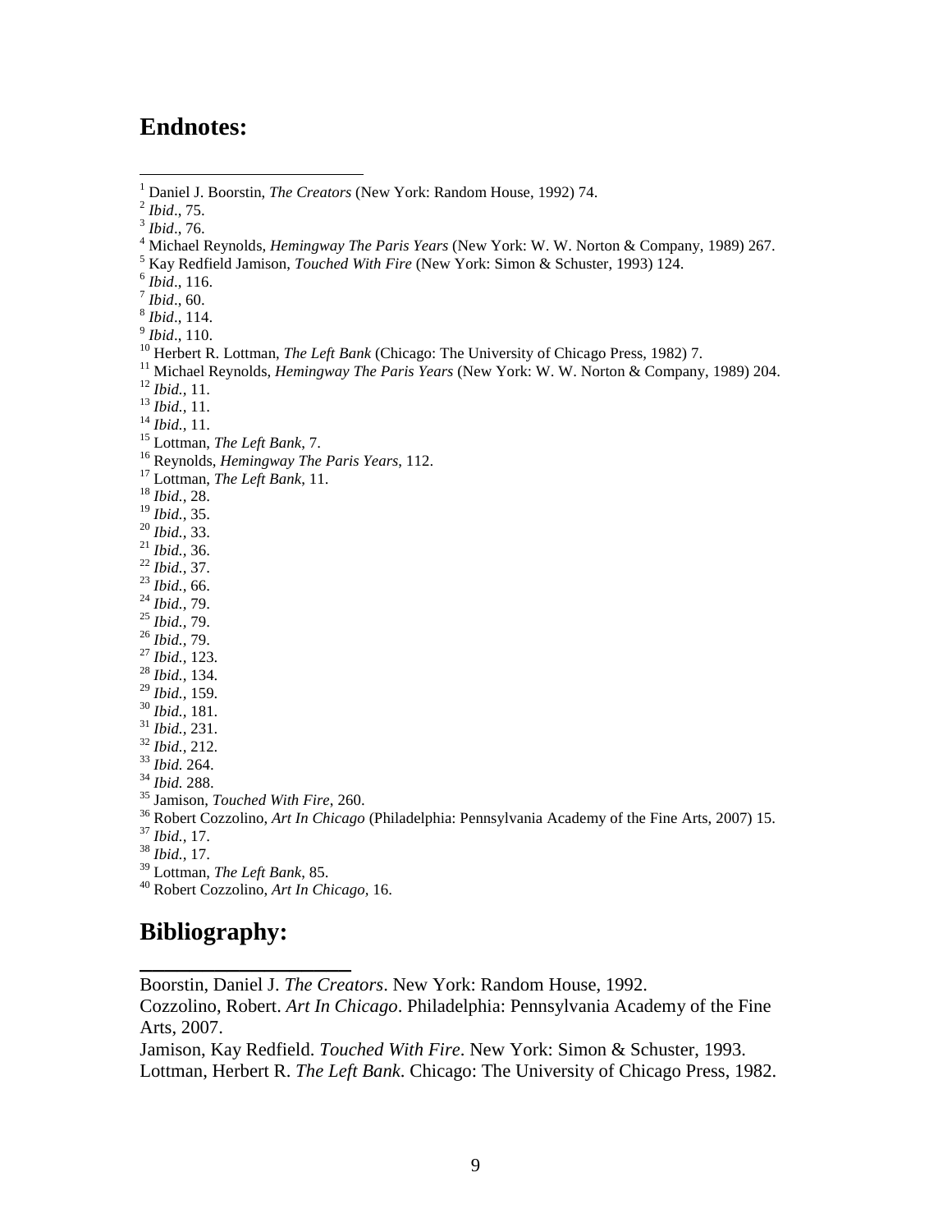## Endnotes:

[1] Daniel J. Boorstin, *The Creators* (New York: Random House, 1992) 74.
[2] *Ibid*., 75.
[3] *Ibid*., 76.
[4] Michael Reynolds, *Hemingway The Paris Years* (New York: W. W. Norton & Company, 1989) 267.
[5] Kay Redfield Jamison, *Touched With Fire* (New York: Simon & Schuster, 1993) 124.
[6] *Ibid*., 116.
[7] *Ibid*., 60.
[8] *Ibid*., 114.
[9] *Ibid*., 110.
[10] Herbert R. Lottman, *The Left Bank* (Chicago: The University of Chicago Press, 1982) 7.
[11] Michael Reynolds, *Hemingway The Paris Years* (New York: W. W. Norton & Company, 1989) 204.
[12] *Ibid.,* 11.
[13] *Ibid.,* 11.
[14] *Ibid.,* 11.
[15] Lottman, *The Left Bank*, 7.
[16] Reynolds, *Hemingway The Paris Years*, 112.
[17] Lottman, *The Left Bank*, 11.
[18] *Ibid.,* 28.
[19] *Ibid.,* 35.
[20] *Ibid.,* 33.
[21] *Ibid.,* 36.
[22] *Ibid.,* 37.
[23] *Ibid.,* 66.
[24] *Ibid.,* 79.
[25] *Ibid.,* 79.
[26] *Ibid.,* 79.
[27] *Ibid.,* 123.
[28] *Ibid.,* 134.
[29] *Ibid.,* 159.
[30] *Ibid.,* 181.
[31] *Ibid.,* 231.
[32] *Ibid.,* 212.
[33] *Ibid.* 264.
[34] *Ibid.* 288.
[35] Jamison, *Touched With Fire*, 260.
[36] Robert Cozzolino, *Art In Chicago* (Philadelphia: Pennsylvania Academy of the Fine Arts, 2007) 15.
[37] *Ibid.,* 17.
[38] *Ibid.,* 17.
[39] Lottman, *The Left Bank*, 85.
[40] Robert Cozzolino, *Art In Chicago*, 16.

## Bibliography:

Boorstin, Daniel J. *The Creators*. New York: Random House, 1992.
Cozzolino, Robert. *Art In Chicago*. Philadelphia: Pennsylvania Academy of the Fine Arts, 2007.
Jamison, Kay Redfield. *Touched With Fire*. New York: Simon & Schuster, 1993.
Lottman, Herbert R. *The Left Bank*. Chicago: The University of Chicago Press, 1982.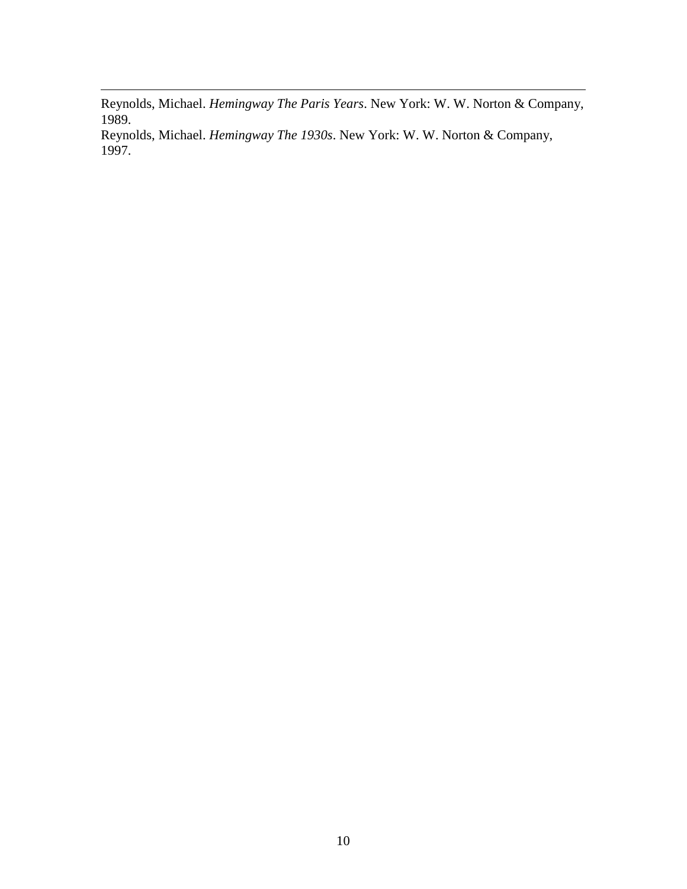Reynolds, Michael. *Hemingway The Paris Years*. New York: W. W. Norton & Company, 1989.

Reynolds, Michael. *Hemingway The 1930s*. New York: W. W. Norton & Company, 1997.